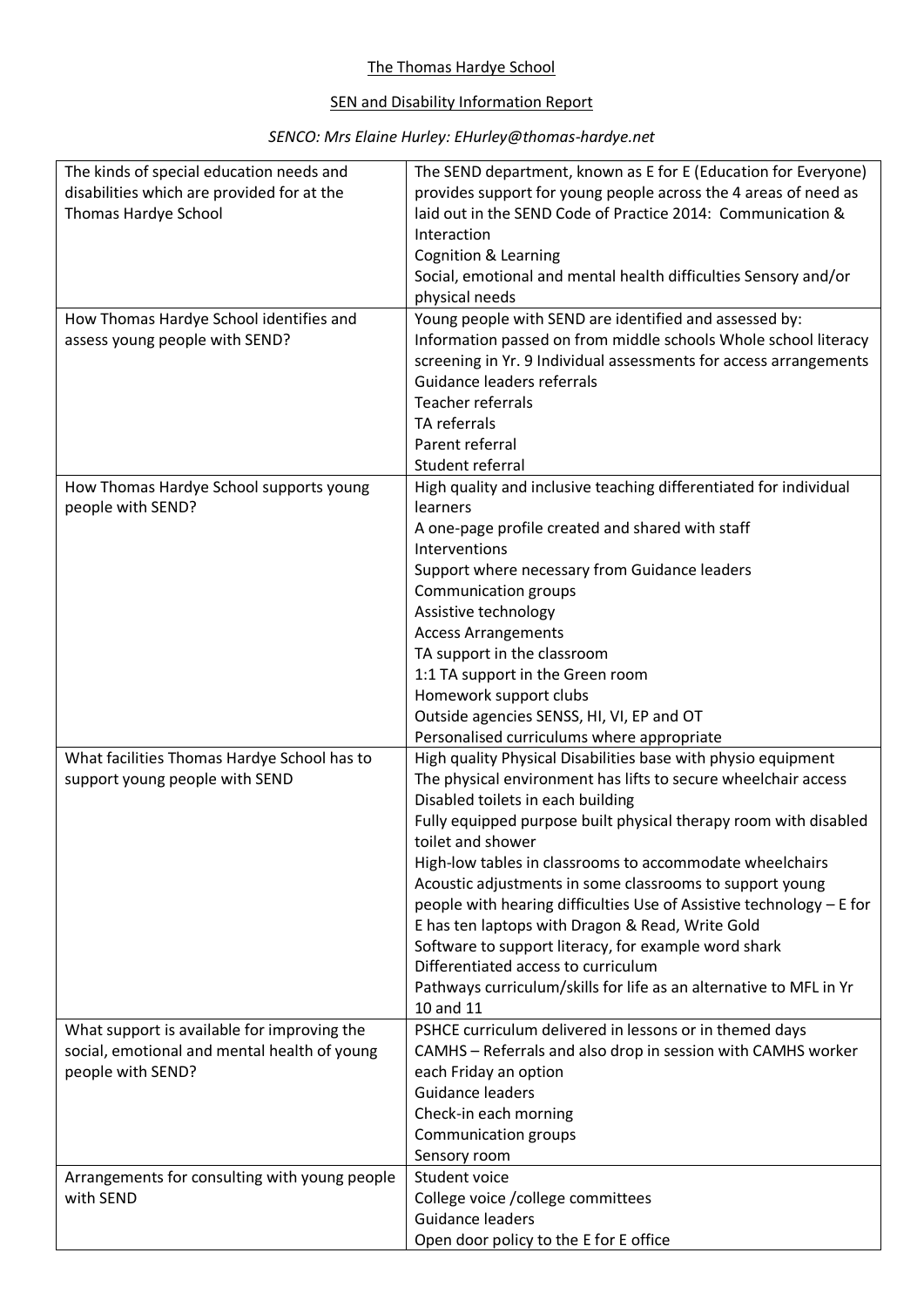# The Thomas Hardye School

## SEN and Disability Information Report

*SENCO: Mrs Elaine Hurley: EHurley@thomas-hardye.net*

| | |
|---|---|
| The kinds of special education needs and disabilities which are provided for at the Thomas Hardye School | The SEND department, known as E for E (Education for Everyone) provides support for young people across the 4 areas of need as laid out in the SEND Code of Practice 2014: Communication & Interaction<br>Cognition & Learning<br>Social, emotional and mental health difficulties Sensory and/or physical needs |
| How Thomas Hardye School identifies and assess young people with SEND? | Young people with SEND are identified and assessed by:<br>Information passed on from middle schools Whole school literacy screening in Yr. 9 Individual assessments for access arrangements<br>Guidance leaders referrals<br>Teacher referrals<br>TA referrals<br>Parent referral<br>Student referral |
| How Thomas Hardye School supports young people with SEND? | High quality and inclusive teaching differentiated for individual learners<br>A one-page profile created and shared with staff<br>Interventions<br>Support where necessary from Guidance leaders<br>Communication groups<br>Assistive technology<br>Access Arrangements<br>TA support in the classroom<br>1:1 TA support in the Green room<br>Homework support clubs<br>Outside agencies SENSS, HI, VI, EP and OT<br>Personalised curriculums where appropriate |
| What facilities Thomas Hardye School has to support young people with SEND | High quality Physical Disabilities base with physio equipment<br>The physical environment has lifts to secure wheelchair access<br>Disabled toilets in each building<br>Fully equipped purpose built physical therapy room with disabled toilet and shower<br>High-low tables in classrooms to accommodate wheelchairs<br>Acoustic adjustments in some classrooms to support young people with hearing difficulties Use of Assistive technology – E for E has ten laptops with Dragon & Read, Write Gold<br>Software to support literacy, for example word shark<br>Differentiated access to curriculum<br>Pathways curriculum/skills for life as an alternative to MFL in Yr 10 and 11 |
| What support is available for improving the social, emotional and mental health of young people with SEND? | PSHCE curriculum delivered in lessons or in themed days<br>CAMHS – Referrals and also drop in session with CAMHS worker each Friday an option<br>Guidance leaders<br>Check-in each morning<br>Communication groups<br>Sensory room |
| Arrangements for consulting with young people with SEND | Student voice<br>College voice /college committees<br>Guidance leaders<br>Open door policy to the E for E office |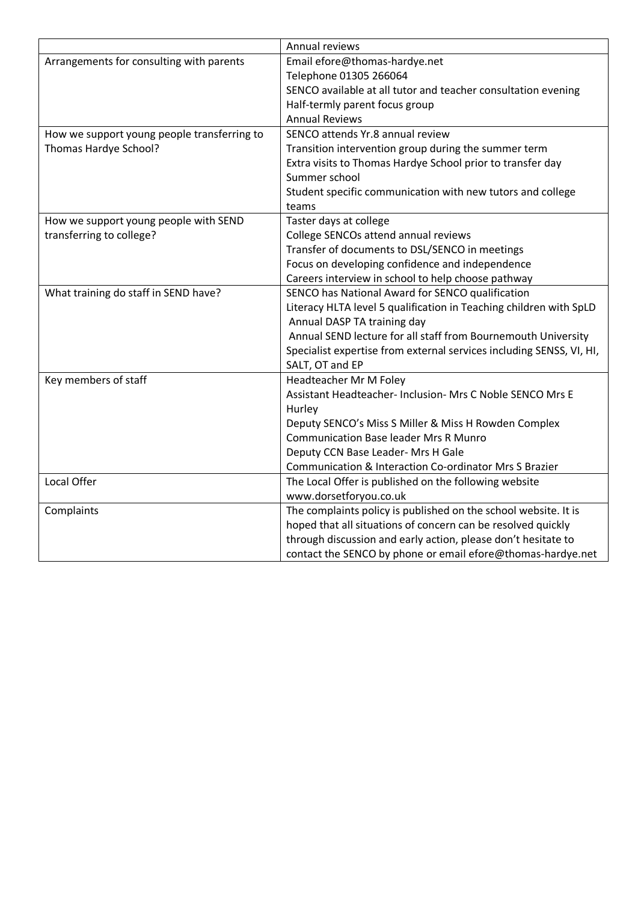| | |
|---|---|
| | Annual reviews |
| Arrangements for consulting with parents | Email efore@thomas-hardye.net<br>Telephone 01305 266064<br>SENCO available at all tutor and teacher consultation evening<br>Half-termly parent focus group<br>Annual Reviews |
| How we support young people transferring to Thomas Hardye School? | SENCO attends Yr.8 annual review<br>Transition intervention group during the summer term<br>Extra visits to Thomas Hardye School prior to transfer day<br>Summer school<br>Student specific communication with new tutors and college teams |
| How we support young people with SEND transferring to college? | Taster days at college<br>College SENCOs attend annual reviews<br>Transfer of documents to DSL/SENCO in meetings<br>Focus on developing confidence and independence<br>Careers interview in school to help choose pathway |
| What training do staff in SEND have? | SENCO has National Award for SENCO qualification<br>Literacy HLTA level 5 qualification in Teaching children with SpLD<br>Annual DASP TA training day<br>Annual SEND lecture for all staff from Bournemouth University<br>Specialist expertise from external services including SENSS, VI, HI, SALT, OT and EP |
| Key members of staff | Headteacher Mr M Foley<br>Assistant Headteacher- Inclusion- Mrs C Noble SENCO Mrs E Hurley<br>Deputy SENCO's Miss S Miller & Miss H Rowden Complex Communication Base leader Mrs R Munro<br>Deputy CCN Base Leader- Mrs H Gale<br>Communication & Interaction Co-ordinator Mrs S Brazier |
| Local Offer | The Local Offer is published on the following website www.dorsetforyou.co.uk |
| Complaints | The complaints policy is published on the school website. It is hoped that all situations of concern can be resolved quickly through discussion and early action, please don't hesitate to contact the SENCO by phone or email efore@thomas-hardye.net |